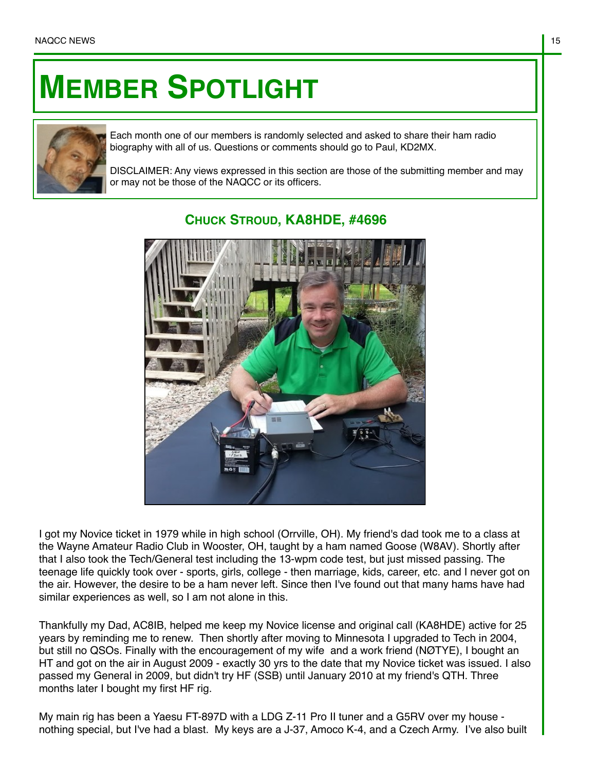# Member Spotlight

Each month one of our members is randomly selected and asked to share their ham radio biography with all of us. Questions or comments should go to Paul, KD2MX.

DISCLAIMER: Any views expressed in this section are those of the submitting member and may or may not be those of the NAQCC or its officers.

## Chuck Stroud, KA8HDE, #4696

I got my Novice ticket in 1979 while in high school (Orrville, OH). My friend's dad took me to a class at the Wayne Amateur Radio Club in Wooster, OH, taught by a ham named Goose (W8AV). Shortly after that I also took the Tech/General test including the 13-wpm code test, but just missed passing. The teenage life quickly took over - sports, girls, college - then marriage, kids, career, etc. and I never got on the air. However, the desire to be a ham never left. Since then I've found out that many hams have had similar experiences as well, so I am not alone in this.

Thankfully my Dad, AC8IB, helped me keep my Novice license and original call (KA8HDE) active for 25 years by reminding me to renew. Then shortly after moving to Minnesota I upgraded to Tech in 2004, but still no QSOs. Finally with the encouragement of my wife and a work friend (NØTYE), I bought an HT and got on the air in August 2009 - exactly 30 yrs to the date that my Novice ticket was issued. I also passed my General in 2009, but didn't try HF (SSB) until January 2010 at my friend's QTH. Three months later I bought my first HF rig.

My main rig has been a Yaesu FT-897D with a LDG Z-11 Pro II tuner and a G5RV over my house - nothing special, but I've had a blast. My keys are a J-37, Amoco K-4, and a Czech Army. I've also built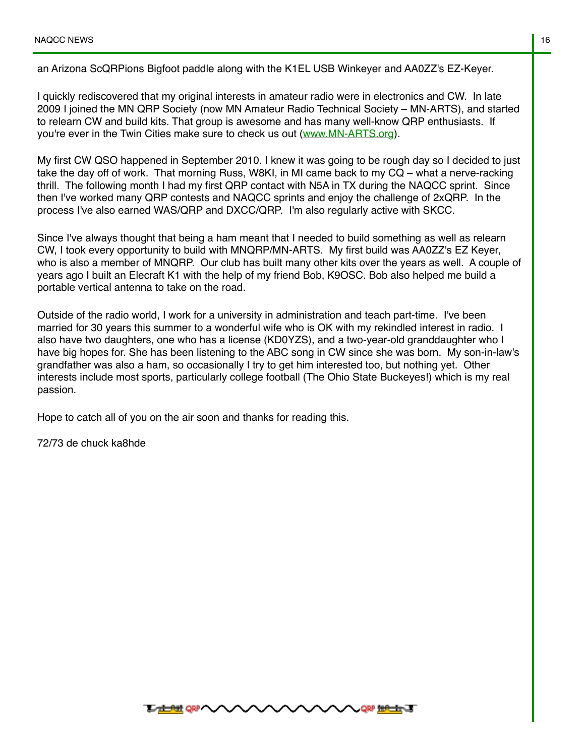an Arizona ScQRPions Bigfoot paddle along with the K1EL USB Winkeyer and AA0ZZ's EZ-Keyer.

I quickly rediscovered that my original interests in amateur radio were in electronics and CW. In late 2009 I joined the MN QRP Society (now MN Amateur Radio Technical Society – MN-ARTS), and started to relearn CW and build kits. That group is awesome and has many well-know QRP enthusiasts. If you're ever in the Twin Cities make sure to check us out ([www.MN-ARTS.org](http://www.MN-ARTS.org)).

My first CW QSO happened in September 2010. I knew it was going to be rough day so I decided to just take the day off of work. That morning Russ, W8KI, in MI came back to my CQ – what a nerve-racking thrill. The following month I had my first QRP contact with N5A in TX during the NAQCC sprint. Since then I've worked many QRP contests and NAQCC sprints and enjoy the challenge of 2xQRP. In the process I've also earned WAS/QRP and DXCC/QRP. I'm also regularly active with SKCC.

Since I've always thought that being a ham meant that I needed to build something as well as relearn CW, I took every opportunity to build with MNQRP/MN-ARTS. My first build was AA0ZZ's EZ Keyer, who is also a member of MNQRP. Our club has built many other kits over the years as well. A couple of years ago I built an Elecraft K1 with the help of my friend Bob, K9OSC. Bob also helped me build a portable vertical antenna to take on the road.

Outside of the radio world, I work for a university in administration and teach part-time. I've been married for 30 years this summer to a wonderful wife who is OK with my rekindled interest in radio. I also have two daughters, one who has a license (KD0YZS), and a two-year-old granddaughter who I have big hopes for. She has been listening to the ABC song in CW since she was born. My son-in-law's grandfather was also a ham, so occasionally I try to get him interested too, but nothing yet. Other interests include most sports, particularly college football (The Ohio State Buckeyes!) which is my real passion.

Hope to catch all of you on the air soon and thanks for reading this.

72/73 de chuck ka8hde